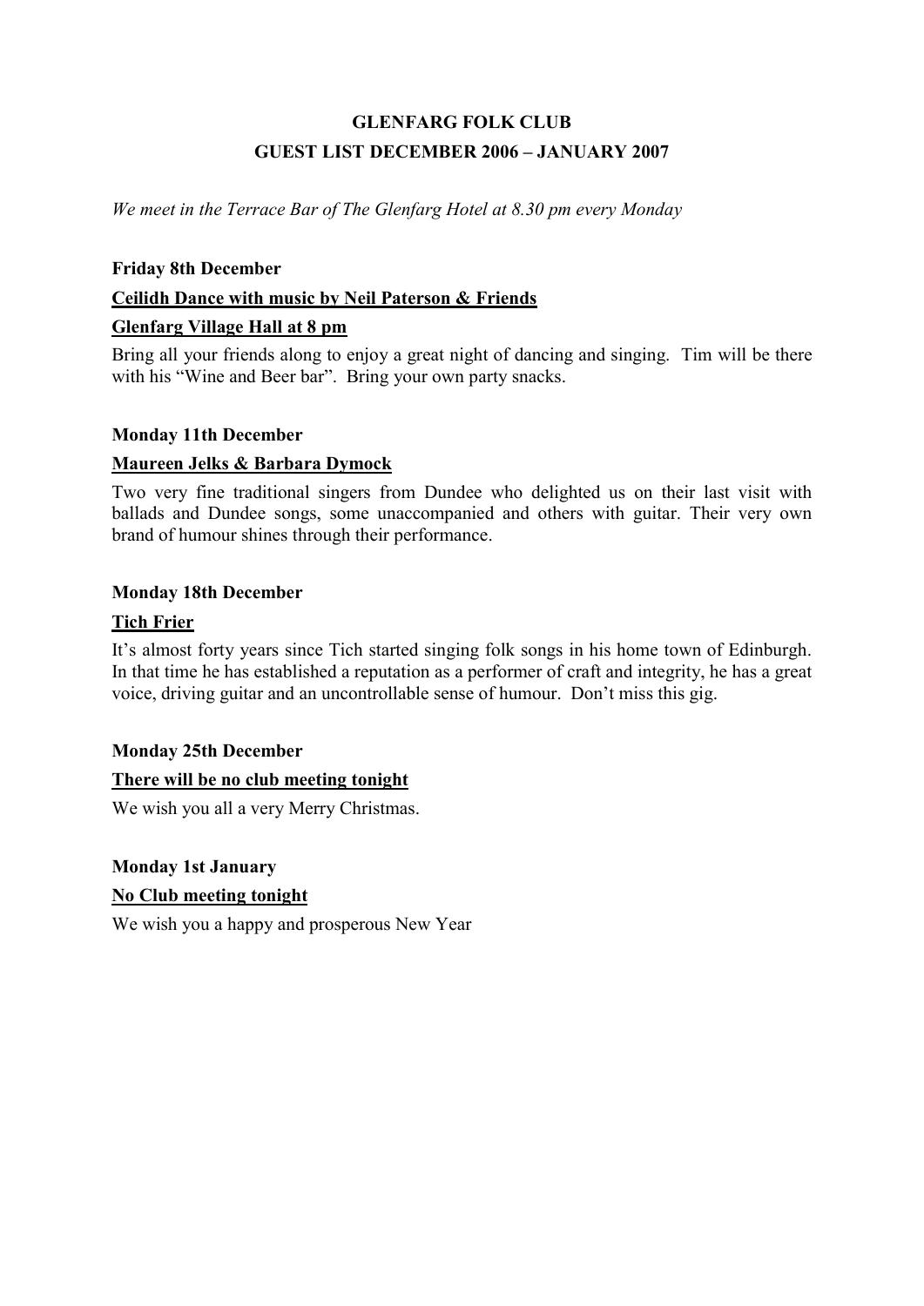# GLENFARG FOLK CLUB

## GUEST LIST DECEMBER 2006 – JANUARY 2007

*We meet in the Terrace Bar of The Glenfarg Hotel at 8.30 pm every Monday*

**Friday 8th December**

**Ceilidh Dance with music by Neil Paterson & Friends**

**Glenfarg Village Hall at 8 pm**

Bring all your friends along to enjoy a great night of dancing and singing. Tim will be there with his "Wine and Beer bar". Bring your own party snacks.

**Monday 11th December**

**Maureen Jelks & Barbara Dymock**

Two very fine traditional singers from Dundee who delighted us on their last visit with ballads and Dundee songs, some unaccompanied and others with guitar. Their very own brand of humour shines through their performance.

**Monday 18th December**

**Tich Frier**

It's almost forty years since Tich started singing folk songs in his home town of Edinburgh. In that time he has established a reputation as a performer of craft and integrity, he has a great voice, driving guitar and an uncontrollable sense of humour. Don't miss this gig.

**Monday 25th December**

**There will be no club meeting tonight**

We wish you all a very Merry Christmas.

**Monday 1st January**

**No Club meeting tonight**

We wish you a happy and prosperous New Year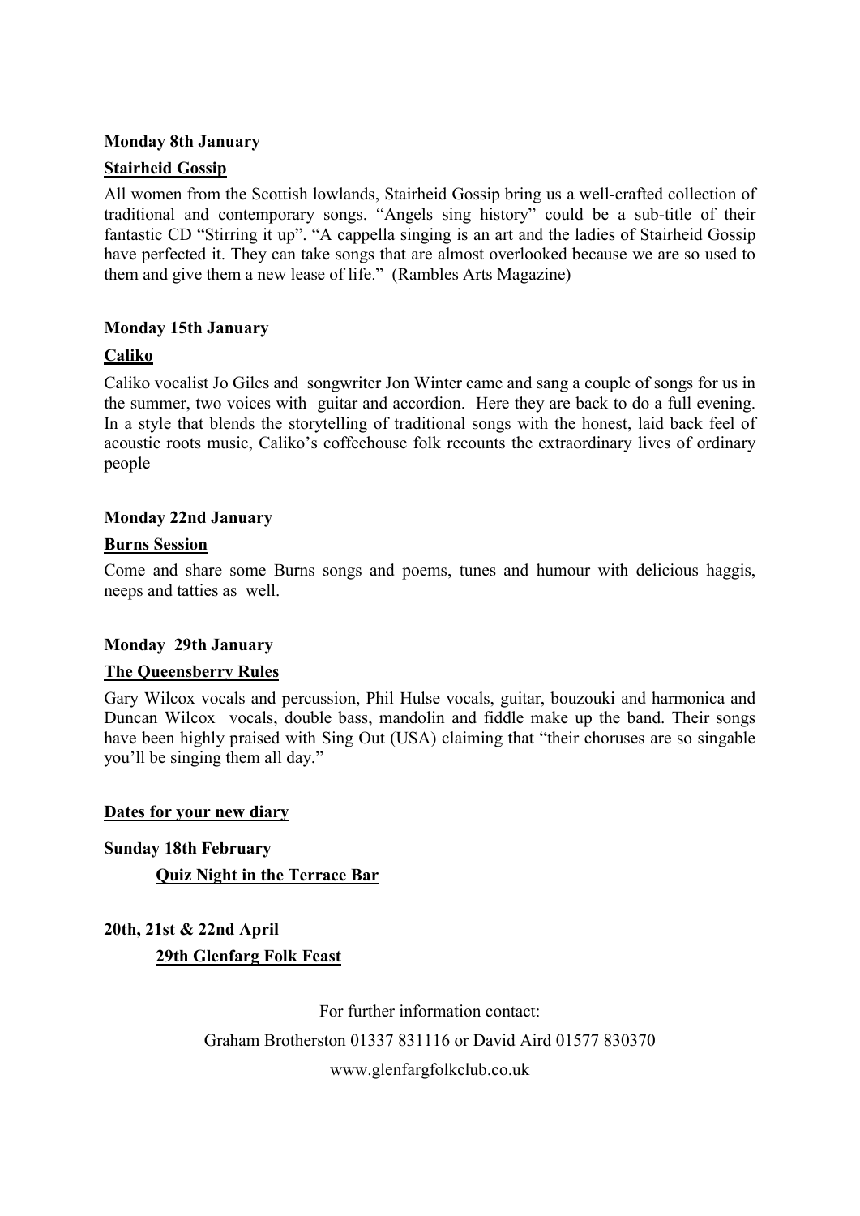**Monday 8th January**

**Stairheid Gossip**

All women from the Scottish lowlands, Stairheid Gossip bring us a well-crafted collection of traditional and contemporary songs. "Angels sing history" could be a sub-title of their fantastic CD "Stirring it up". "A cappella singing is an art and the ladies of Stairheid Gossip have perfected it. They can take songs that are almost overlooked because we are so used to them and give them a new lease of life." (Rambles Arts Magazine)

**Monday 15th January**

**Caliko**

Caliko vocalist Jo Giles and songwriter Jon Winter came and sang a couple of songs for us in the summer, two voices with guitar and accordion. Here they are back to do a full evening. In a style that blends the storytelling of traditional songs with the honest, laid back feel of acoustic roots music, Caliko's coffeehouse folk recounts the extraordinary lives of ordinary people

**Monday 22nd January**

**Burns Session**

Come and share some Burns songs and poems, tunes and humour with delicious haggis, neeps and tatties as well.

**Monday 29th January**

**The Queensberry Rules**

Gary Wilcox vocals and percussion, Phil Hulse vocals, guitar, bouzouki and harmonica and Duncan Wilcox vocals, double bass, mandolin and fiddle make up the band. Their songs have been highly praised with Sing Out (USA) claiming that "their choruses are so singable you'll be singing them all day."

**Dates for your new diary**

**Sunday 18th February**

**Quiz Night in the Terrace Bar**

**20th, 21st & 22nd April**

**29th Glenfarg Folk Feast**

For further information contact:

Graham Brotherston 01337 831116 or David Aird 01577 830370

www.glenfargfolkclub.co.uk